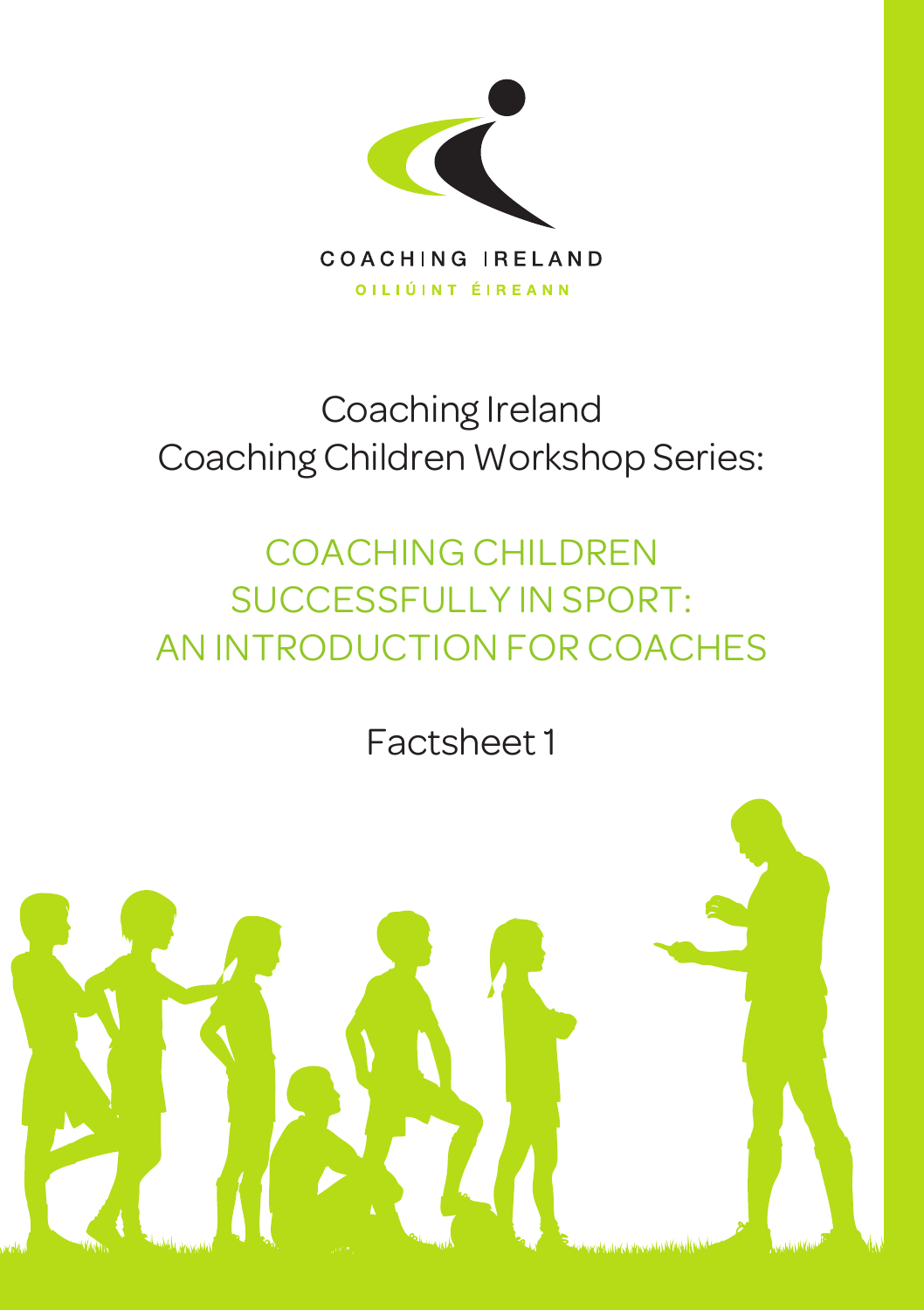COACHING IRELAND

OILIÚINT ÉIREANN

# Coaching Ireland
# Coaching Children Workshop Series:

## COACHING CHILDREN SUCCESSFULLY IN SPORT: AN INTRODUCTION FOR COACHES

Factsheet 1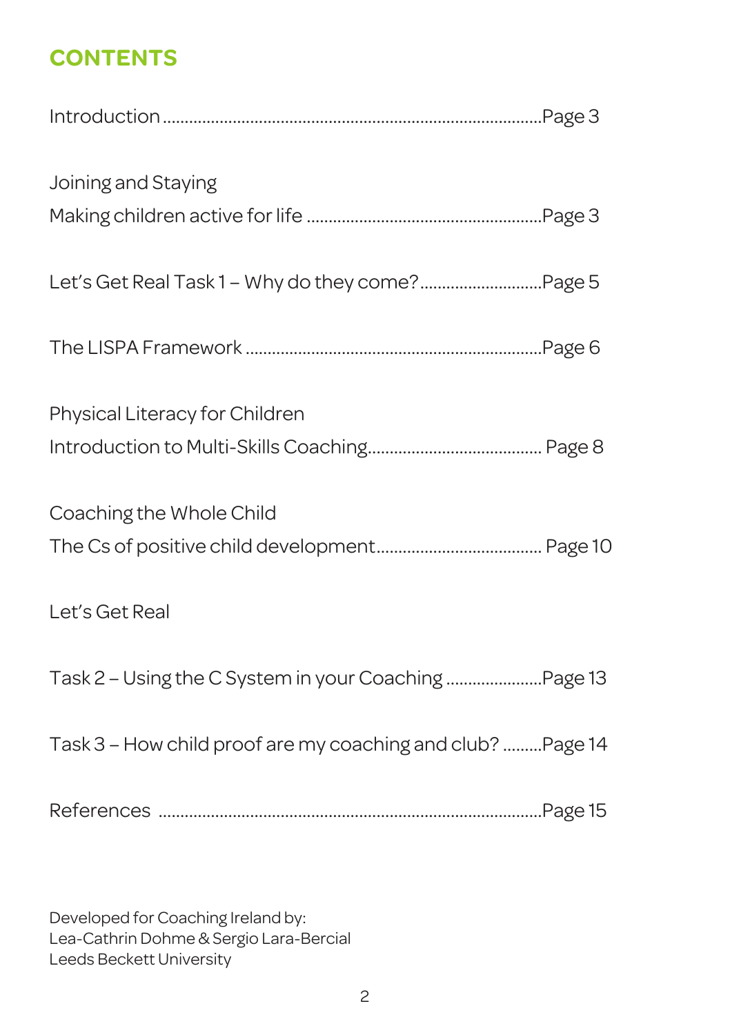## CONTENTS

Introduction ....................................................................................Page 3

Joining and Staying

Making children active for life ....................................................Page 3

Let's Get Real Task 1 – Why do they come?...........................Page 5

The LISPA Framework ..................................................................Page 6

Physical Literacy for Children

Introduction to Multi-Skills Coaching...................................... Page 8

Coaching the Whole Child

The Cs of positive child development.................................... Page 10

Let's Get Real

Task 2 – Using the C System in your Coaching .....................Page 13

Task 3 – How child proof are my coaching and club? .........Page 14

References .....................................................................................Page 15

Developed for Coaching Ireland by:
Lea-Cathrin Dohme & Sergio Lara-Bercial
Leeds Beckett University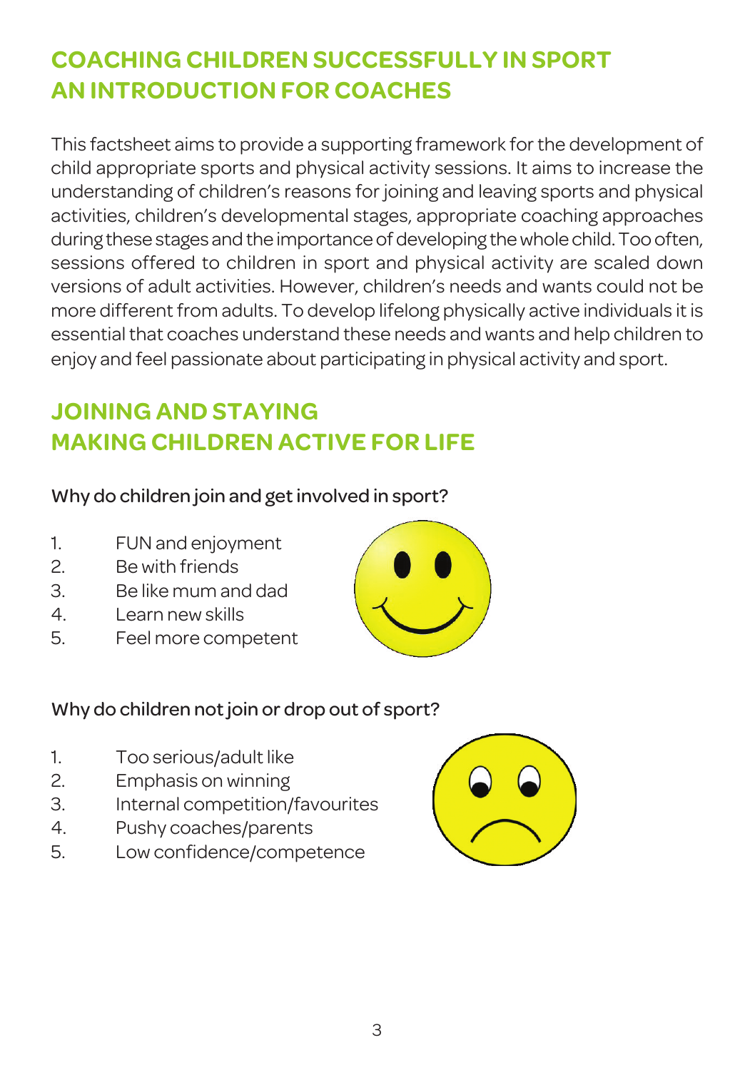# COACHING CHILDREN SUCCESSFULLY IN SPORT
# AN INTRODUCTION FOR COACHES

This factsheet aims to provide a supporting framework for the development of child appropriate sports and physical activity sessions. It aims to increase the understanding of children's reasons for joining and leaving sports and physical activities, children's developmental stages, appropriate coaching approaches during these stages and the importance of developing the whole child. Too often, sessions offered to children in sport and physical activity are scaled down versions of adult activities. However, children's needs and wants could not be more different from adults. To develop lifelong physically active individuals it is essential that coaches understand these needs and wants and help children to enjoy and feel passionate about participating in physical activity and sport.

## JOINING AND STAYING
## MAKING CHILDREN ACTIVE FOR LIFE

Why do children join and get involved in sport?

1. FUN and enjoyment
2. Be with friends
3. Be like mum and dad
4. Learn new skills
5. Feel more competent

Why do children not join or drop out of sport?

1. Too serious/adult like
2. Emphasis on winning
3. Internal competition/favourites
4. Pushy coaches/parents
5. Low confidence/competence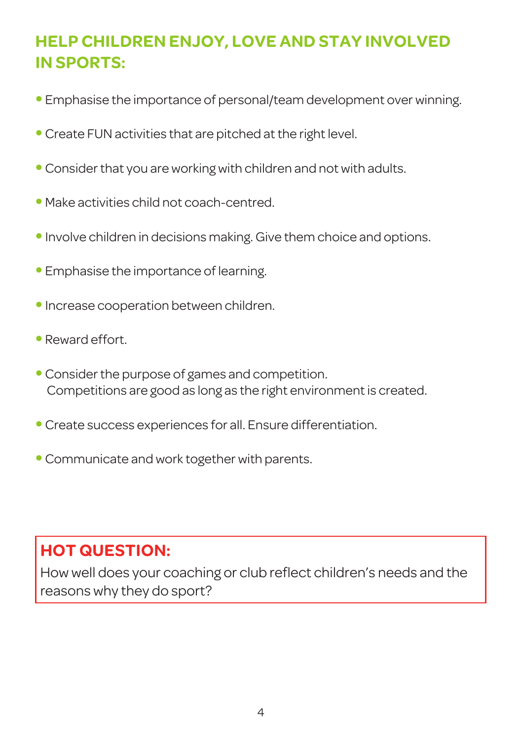## HELP CHILDREN ENJOY, LOVE AND STAY INVOLVED IN SPORTS:

- Emphasise the importance of personal/team development over winning.
- Create FUN activities that are pitched at the right level.
- Consider that you are working with children and not with adults.
- Make activities child not coach-centred.
- Involve children in decisions making. Give them choice and options.
- Emphasise the importance of learning.
- Increase cooperation between children.
- Reward effort.
- Consider the purpose of games and competition.
  Competitions are good as long as the right environment is created.
- Create success experiences for all. Ensure differentiation.
- Communicate and work together with parents.

**HOT QUESTION:**

How well does your coaching or club reflect children's needs and the reasons why they do sport?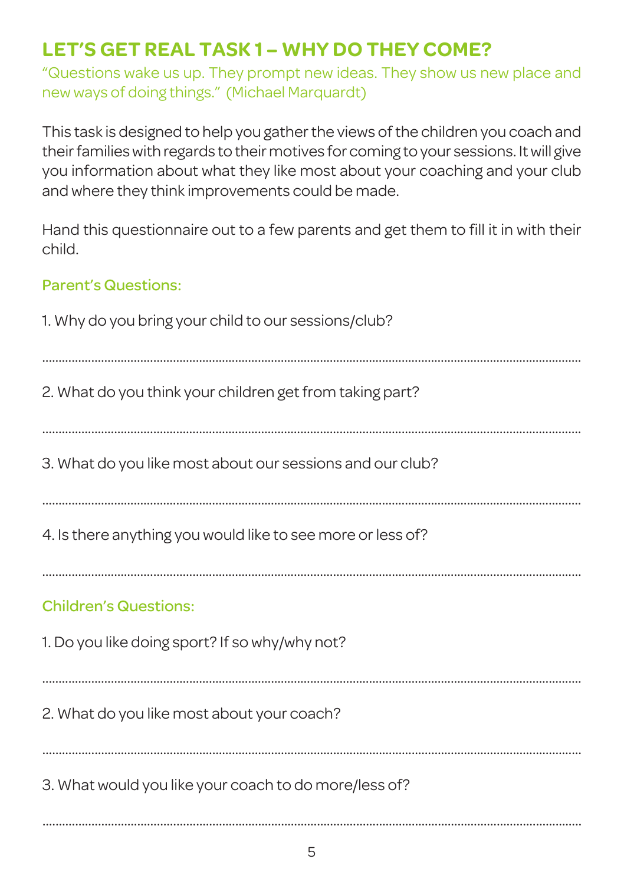# LET'S GET REAL TASK 1 – WHY DO THEY COME?

"Questions wake us up. They prompt new ideas. They show us new place and new ways of doing things." (Michael Marquardt)

This task is designed to help you gather the views of the children you coach and their families with regards to their motives for coming to your sessions. It will give you information about what they like most about your coaching and your club and where they think improvements could be made.

Hand this questionnaire out to a few parents and get them to fill it in with their child.

## Parent's Questions:

1. Why do you bring your child to our sessions/club?

..........................................................................................................................................

2. What do you think your children get from taking part?

..........................................................................................................................................

3. What do you like most about our sessions and our club?

..........................................................................................................................................

4. Is there anything you would like to see more or less of?

..........................................................................................................................................

## Children's Questions:

1. Do you like doing sport? If so why/why not?

..........................................................................................................................................

2. What do you like most about your coach?

..........................................................................................................................................

3. What would you like your coach to do more/less of?

..........................................................................................................................................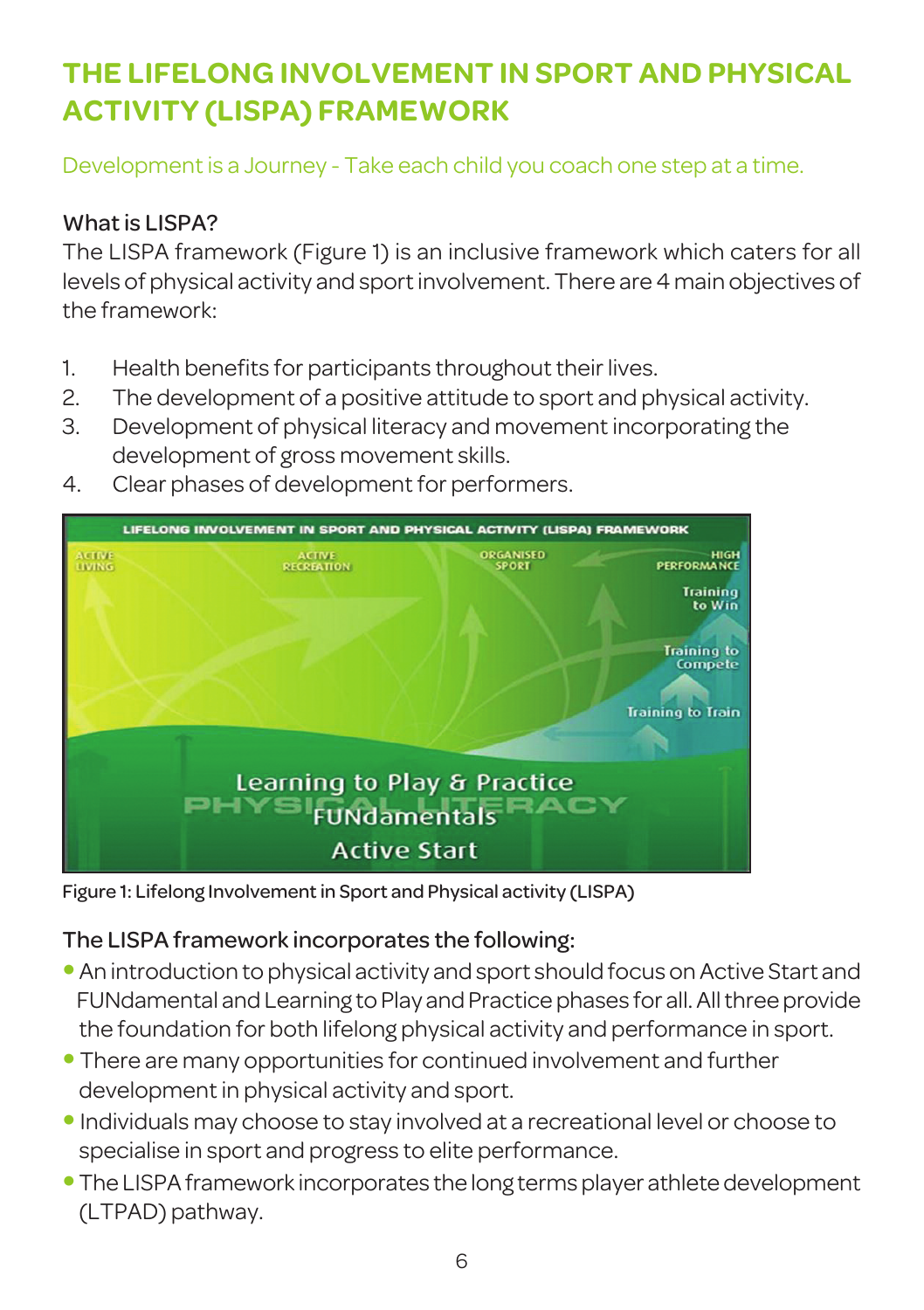# THE LIFELONG INVOLVEMENT IN SPORT AND PHYSICAL ACTIVITY (LISPA) FRAMEWORK

Development is a Journey - Take each child you coach one step at a time.

## What is LISPA?

The LISPA framework (Figure 1) is an inclusive framework which caters for all levels of physical activity and sport involvement. There are 4 main objectives of the framework:

1. Health benefits for participants throughout their lives.
2. The development of a positive attitude to sport and physical activity.
3. Development of physical literacy and movement incorporating the development of gross movement skills.
4. Clear phases of development for performers.

LIFELONG INVOLVEMENT IN SPORT AND PHYSICAL ACTIVITY (LISPA) FRAMEWORK

ACTIVE LIVING

ACTIVE RECREATION

ORGANISED SPORT

HIGH PERFORMANCE

Training to Win

Training to Compete

Training to Train

Learning to Play & Practice

PHYSICAL LITERACY

FUNdamentals

Active Start

Figure 1: Lifelong Involvement in Sport and Physical activity (LISPA)

## The LISPA framework incorporates the following:

- An introduction to physical activity and sport should focus on Active Start and FUNdamental and Learning to Play and Practice phases for all. All three provide the foundation for both lifelong physical activity and performance in sport.
- There are many opportunities for continued involvement and further development in physical activity and sport.
- Individuals may choose to stay involved at a recreational level or choose to specialise in sport and progress to elite performance.
- The LISPA framework incorporates the long terms player athlete development (LTPAD) pathway.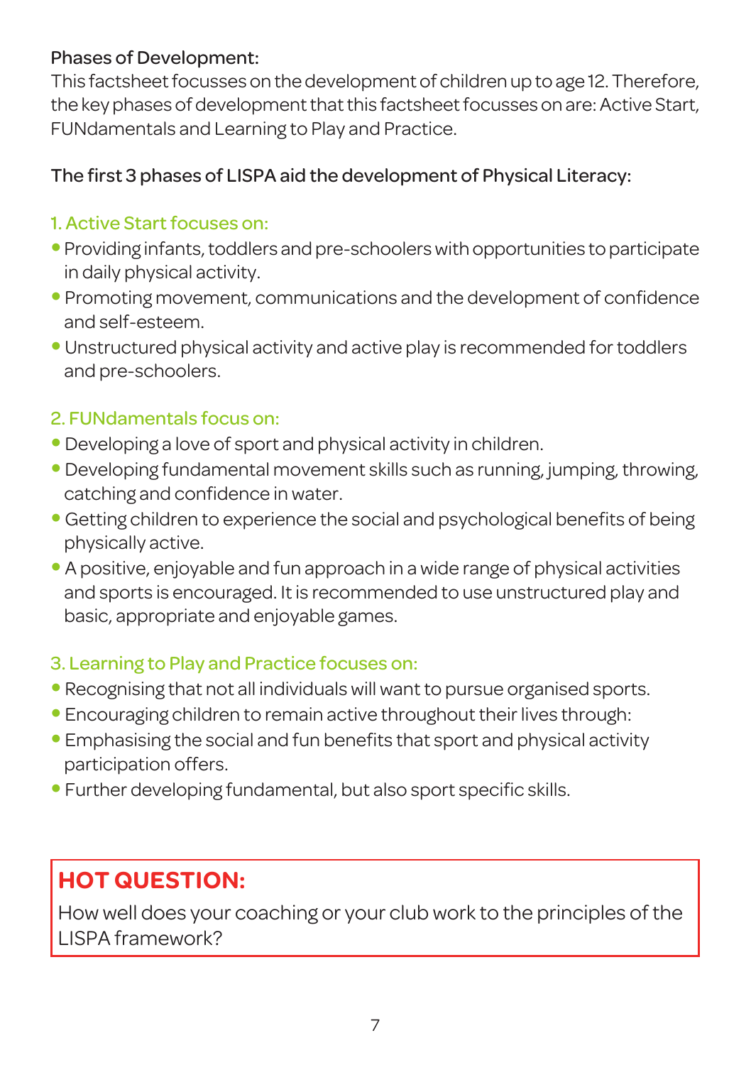### Phases of Development:

This factsheet focusses on the development of children up to age 12. Therefore, the key phases of development that this factsheet focusses on are: Active Start, FUNdamentals and Learning to Play and Practice.

### The first 3 phases of LISPA aid the development of Physical Literacy:

#### 1. Active Start focuses on:

- Providing infants, toddlers and pre-schoolers with opportunities to participate in daily physical activity.
- Promoting movement, communications and the development of confidence and self-esteem.
- Unstructured physical activity and active play is recommended for toddlers and pre-schoolers.

#### 2. FUNdamentals focus on:

- Developing a love of sport and physical activity in children.
- Developing fundamental movement skills such as running, jumping, throwing, catching and confidence in water.
- Getting children to experience the social and psychological benefits of being physically active.
- A positive, enjoyable and fun approach in a wide range of physical activities and sports is encouraged. It is recommended to use unstructured play and basic, appropriate and enjoyable games.

#### 3. Learning to Play and Practice focuses on:

- Recognising that not all individuals will want to pursue organised sports.
- Encouraging children to remain active throughout their lives through:
- Emphasising the social and fun benefits that sport and physical activity participation offers.
- Further developing fundamental, but also sport specific skills.

> **HOT QUESTION:**
>
> How well does your coaching or your club work to the principles of the LISPA framework?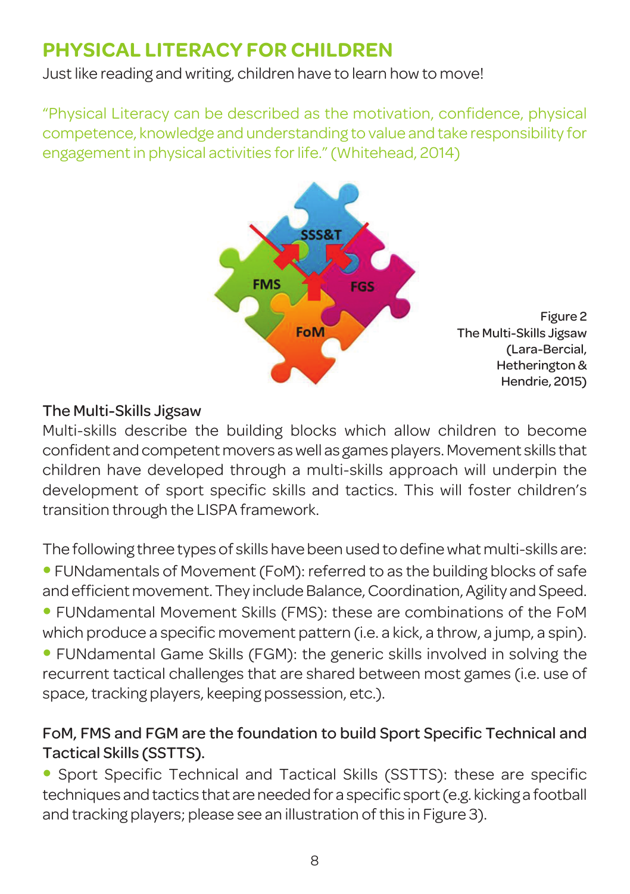# PHYSICAL LITERACY FOR CHILDREN

Just like reading and writing, children have to learn how to move!

"Physical Literacy can be described as the motivation, confidence, physical competence, knowledge and understanding to value and take responsibility for engagement in physical activities for life." (Whitehead, 2014)

SSS&T

FMS

FGS

FoM

Figure 2
The Multi-Skills Jigsaw
(Lara-Bercial, Hetherington & Hendrie, 2015)

## The Multi-Skills Jigsaw

Multi-skills describe the building blocks which allow children to become confident and competent movers as well as games players. Movement skills that children have developed through a multi-skills approach will underpin the development of sport specific skills and tactics. This will foster children's transition through the LISPA framework.

The following three types of skills have been used to define what multi-skills are:

- FUNdamentals of Movement (FoM): referred to as the building blocks of safe and efficient movement. They include Balance, Coordination, Agility and Speed.
- FUNdamental Movement Skills (FMS): these are combinations of the FoM which produce a specific movement pattern (i.e. a kick, a throw, a jump, a spin).
- FUNdamental Game Skills (FGM): the generic skills involved in solving the recurrent tactical challenges that are shared between most games (i.e. use of space, tracking players, keeping possession, etc.).

FoM, FMS and FGM are the foundation to build Sport Specific Technical and Tactical Skills (SSTTS).

- Sport Specific Technical and Tactical Skills (SSTTS): these are specific techniques and tactics that are needed for a specific sport (e.g. kicking a football and tracking players; please see an illustration of this in Figure 3).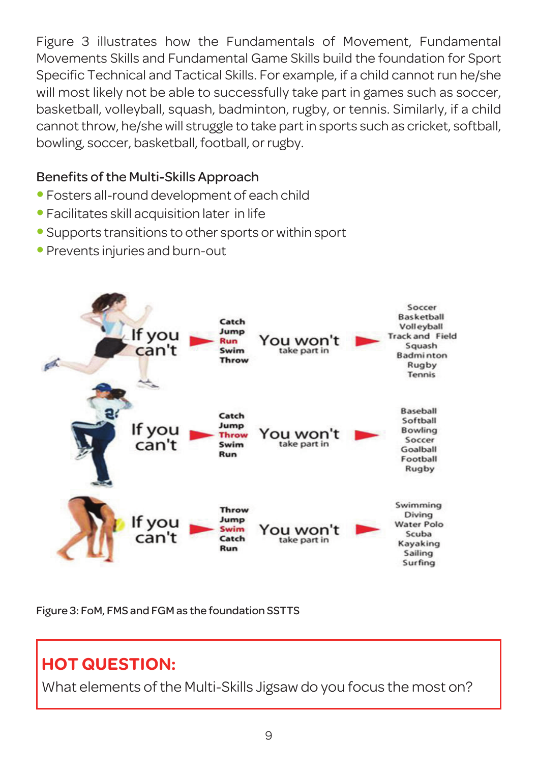Figure 3 illustrates how the Fundamentals of Movement, Fundamental Movements Skills and Fundamental Game Skills build the foundation for Sport Specific Technical and Tactical Skills. For example, if a child cannot run he/she will most likely not be able to successfully take part in games such as soccer, basketball, volleyball, squash, badminton, rugby, or tennis. Similarly, if a child cannot throw, he/she will struggle to take part in sports such as cricket, softball, bowling, soccer, basketball, football, or rugby.

### Benefits of the Multi-Skills Approach

- Fosters all-round development of each child
- Facilitates skill acquisition later in life
- Supports transitions to other sports or within sport
- Prevents injuries and burn-out

If you can't

Catch
Jump
Run
Swim
Throw

You won't take part in

Soccer
Basketball
Volleyball
Track and Field
Squash
Badminton
Rugby
Tennis

If you can't

Catch
Jump
Throw
Swim
Run

You won't take part in

Baseball
Softball
Bowling
Soccer
Goalball
Football
Rugby

If you can't

Throw
Jump
Swim
Catch
Run

You won't take part in

Swimming
Diving
Water Polo
Scuba
Kayaking
Sailing
Surfing

Figure 3: FoM, FMS and FGM as the foundation SSTTS

> **HOT QUESTION:**
>
> What elements of the Multi-Skills Jigsaw do you focus the most on?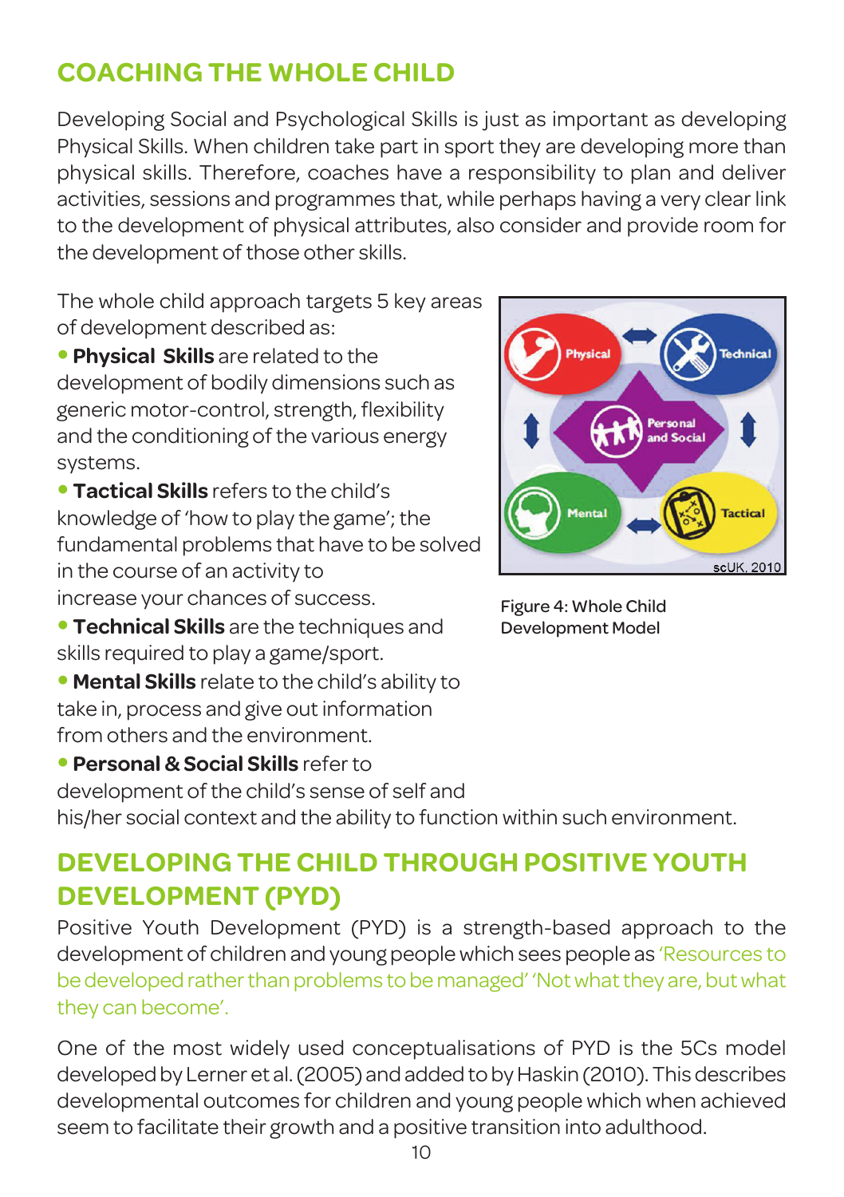## COACHING THE WHOLE CHILD

Developing Social and Psychological Skills is just as important as developing Physical Skills. When children take part in sport they are developing more than physical skills. Therefore, coaches have a responsibility to plan and deliver activities, sessions and programmes that, while perhaps having a very clear link to the development of physical attributes, also consider and provide room for the development of those other skills.

The whole child approach targets 5 key areas of development described as:

- **Physical Skills** are related to the development of bodily dimensions such as generic motor-control, strength, flexibility and the conditioning of the various energy systems.
- **Tactical Skills** refers to the child's knowledge of 'how to play the game'; the fundamental problems that have to be solved in the course of an activity to increase your chances of success.
- **Technical Skills** are the techniques and skills required to play a game/sport.
- **Mental Skills** relate to the child's ability to take in, process and give out information from others and the environment.
- **Personal & Social Skills** refer to development of the child's sense of self and his/her social context and the ability to function within such environment.

Physical
Technical
Personal and Social
Mental
Tactical
scUK, 2010

Figure 4: Whole Child Development Model

## DEVELOPING THE CHILD THROUGH POSITIVE YOUTH DEVELOPMENT (PYD)

Positive Youth Development (PYD) is a strength-based approach to the development of children and young people which sees people as 'Resources to be developed rather than problems to be managed' 'Not what they are, but what they can become'.

One of the most widely used conceptualisations of PYD is the 5Cs model developed by Lerner et al. (2005) and added to by Haskin (2010). This describes developmental outcomes for children and young people which when achieved seem to facilitate their growth and a positive transition into adulthood.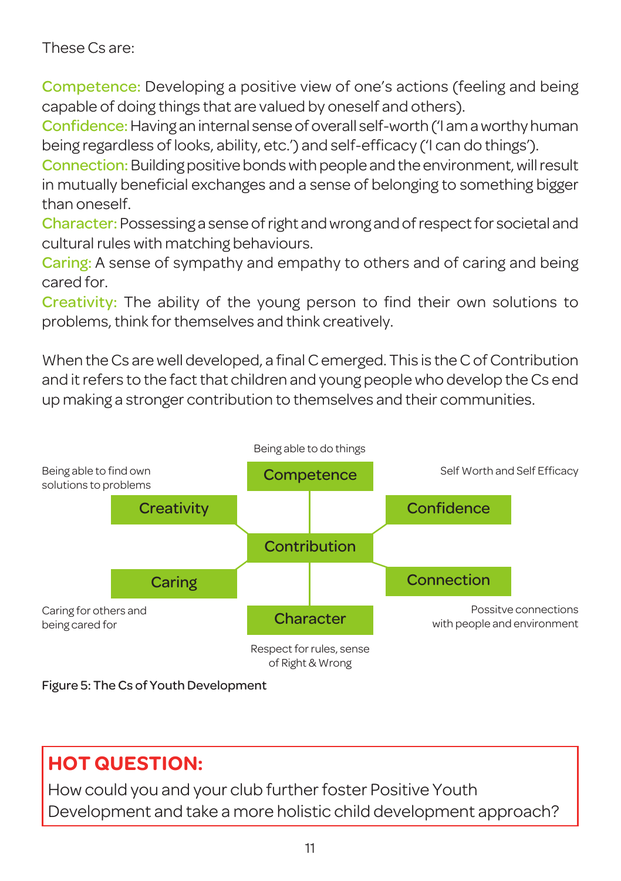These Cs are:

**Competence:** Developing a positive view of one's actions (feeling and being capable of doing things that are valued by oneself and others).
**Confidence:** Having an internal sense of overall self-worth ('I am a worthy human being regardless of looks, ability, etc.') and self-efficacy ('I can do things').
**Connection:** Building positive bonds with people and the environment, will result in mutually beneficial exchanges and a sense of belonging to something bigger than oneself.
**Character:** Possessing a sense of right and wrong and of respect for societal and cultural rules with matching behaviours.
**Caring:** A sense of sympathy and empathy to others and of caring and being cared for.
**Creativity:** The ability of the young person to find their own solutions to problems, think for themselves and think creatively.

When the Cs are well developed, a final C emerged. This is the C of Contribution and it refers to the fact that children and young people who develop the Cs end up making a stronger contribution to themselves and their communities.

Being able to do things
Competence
Being able to find own solutions to problems
Creativity
Self Worth and Self Efficacy
Confidence
Contribution
Caring
Connection
Caring for others and being cared for
Character
Possitve connections with people and environment
Respect for rules, sense of Right & Wrong

Figure 5: The Cs of Youth Development

## HOT QUESTION:

How could you and your club further foster Positive Youth Development and take a more holistic child development approach?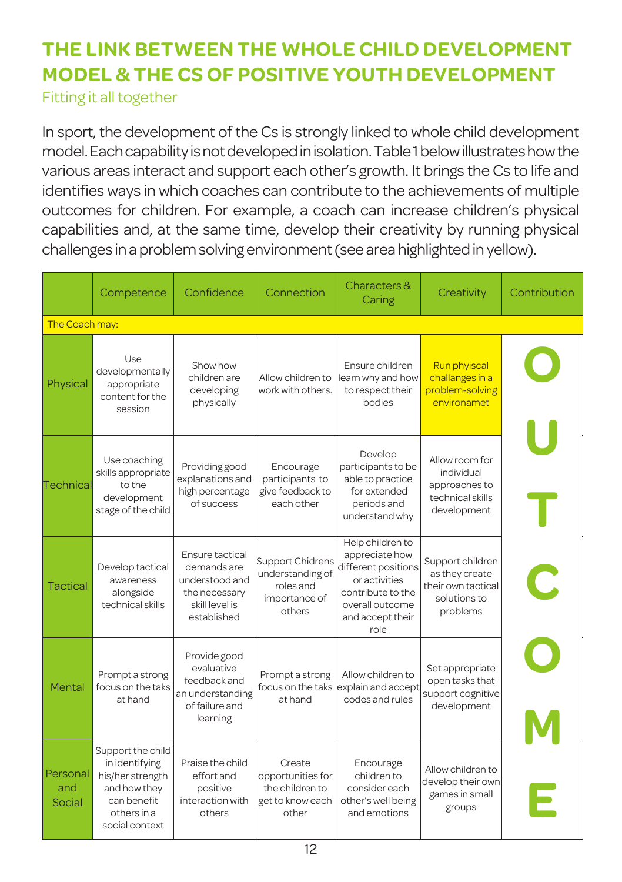# THE LINK BETWEEN THE WHOLE CHILD DEVELOPMENT MODEL & THE CS OF POSITIVE YOUTH DEVELOPMENT

## Fitting it all together

In sport, the development of the Cs is strongly linked to whole child development model. Each capability is not developed in isolation. Table 1 below illustrates how the various areas interact and support each other's growth. It brings the Cs to life and identifies ways in which coaches can contribute to the achievements of multiple outcomes for children. For example, a coach can increase children's physical capabilities and, at the same time, develop their creativity by running physical challenges in a problem solving environment (see area highlighted in yellow).

| | Competence | Confidence | Connection | Characters & Caring | Creativity | Contribution |
|---|---|---|---|---|---|---|
| The Coach may: | | | | | | |
| Physical | Use developmentally appropriate content for the session | Show how children are developing physically | Allow children to work with others. | Ensure children learn why and how to respect their bodies | Run physical challanges in a problem-solving environamet | O |
| Technical | Use coaching skills appropriate to the development stage of the child | Providing good explanations and high percentage of success | Encourage participants to give feedback to each other | Develop participants to be able to practice for extended periods and understand why | Allow room for individual approaches to technical skills development | U T |
| Tactical | Develop tactical awareness alongside technical skills | Ensure tactical demands are understood and the necessary skill level is established | Support Chidrens understanding of roles and importance of others | Help children to appreciate how different positions or activities contribute to the overall outcome and accept their role | Support children as they create their own tactical solutions to problems | C |
| Mental | Prompt a strong focus on the taks at hand | Provide good evaluative feedback and an understanding of failure and learning | Prompt a strong focus on the taks at hand | Allow children to explain and accept codes and rules | Set appropriate open tasks that support cognitive development | O M |
| Personal and Social | Support the child in identifying his/her strength and how they can benefit others in a social context | Praise the child effort and positive interaction with others | Create opportunities for the children to get to know each other | Encourage children to consider each other's well being and emotions | Allow children to develop their own games in small groups | E |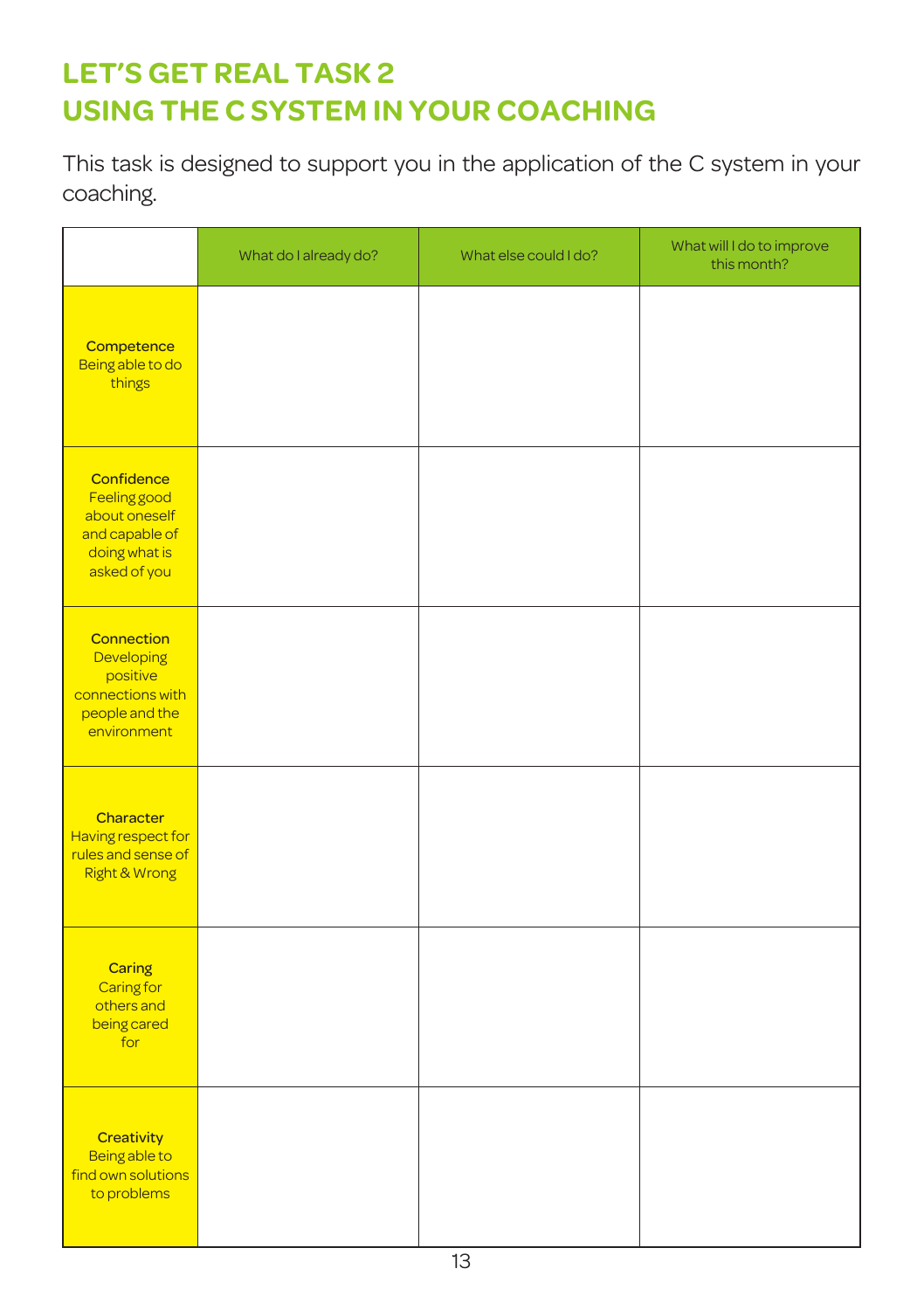# LET'S GET REAL TASK 2
# USING THE C SYSTEM IN YOUR COACHING

This task is designed to support you in the application of the C system in your coaching.

| | What do I already do? | What else could I do? | What will I do to improve this month? |
|---|---|---|---|
| **Competence** Being able to do things | | | |
| **Confidence** Feeling good about oneself and capable of doing what is asked of you | | | |
| **Connection** Developing positive connections with people and the environment | | | |
| **Character** Having respect for rules and sense of Right & Wrong | | | |
| **Caring** Caring for others and being cared for | | | |
| **Creativity** Being able to find own solutions to problems | | | |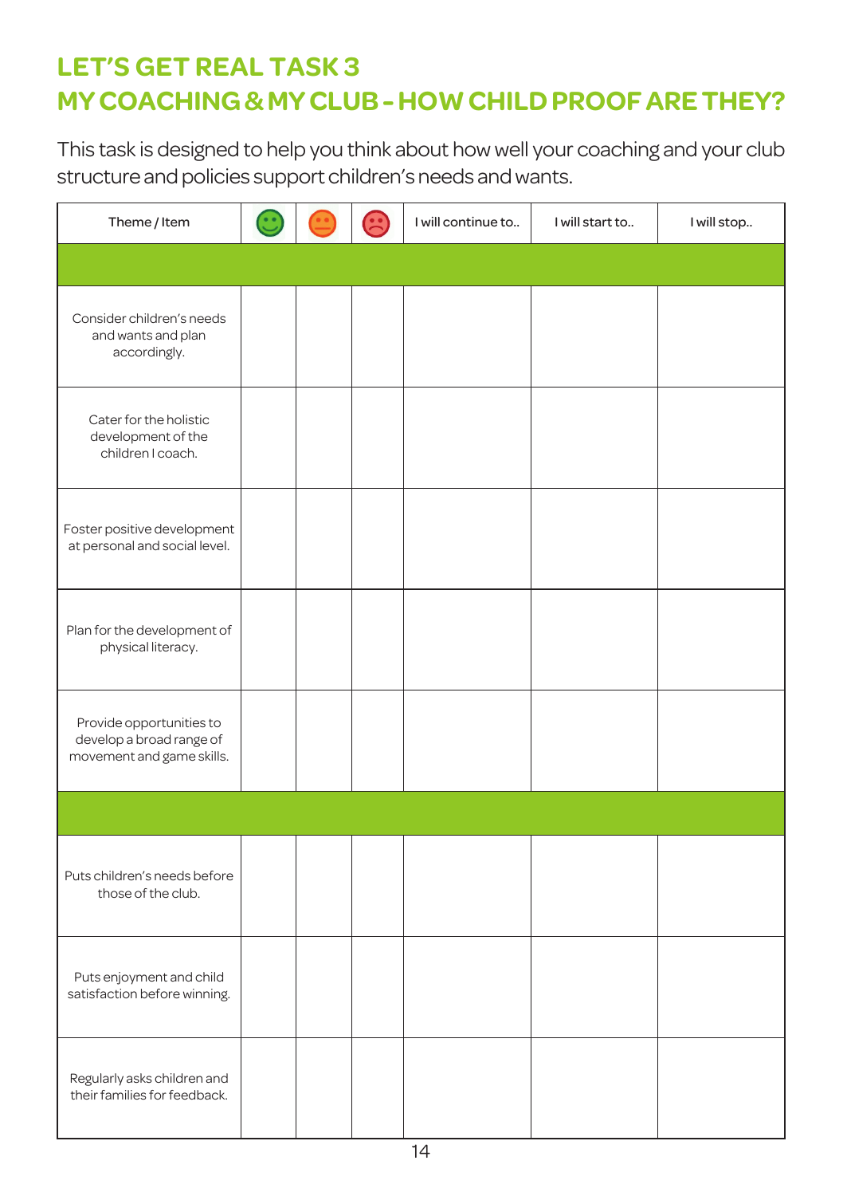# LET'S GET REAL TASK 3
# MY COACHING & MY CLUB - HOW CHILD PROOF ARE THEY?

This task is designed to help you think about how well your coaching and your club structure and policies support children's needs and wants.

| Theme / Item | 🙂 | 😐 | 🙁 | I will continue to.. | I will start to.. | I will stop.. |
|---|---|---|---|---|---|---|
| | | | | | | |
| Consider children's needs and wants and plan accordingly. | | | | | | |
| Cater for the holistic development of the children I coach. | | | | | | |
| Foster positive development at personal and social level. | | | | | | |
| Plan for the development of physical literacy. | | | | | | |
| Provide opportunities to develop a broad range of movement and game skills. | | | | | | |
| | | | | | | |
| Puts children's needs before those of the club. | | | | | | |
| Puts enjoyment and child satisfaction before winning. | | | | | | |
| Regularly asks children and their families for feedback. | | | | | | |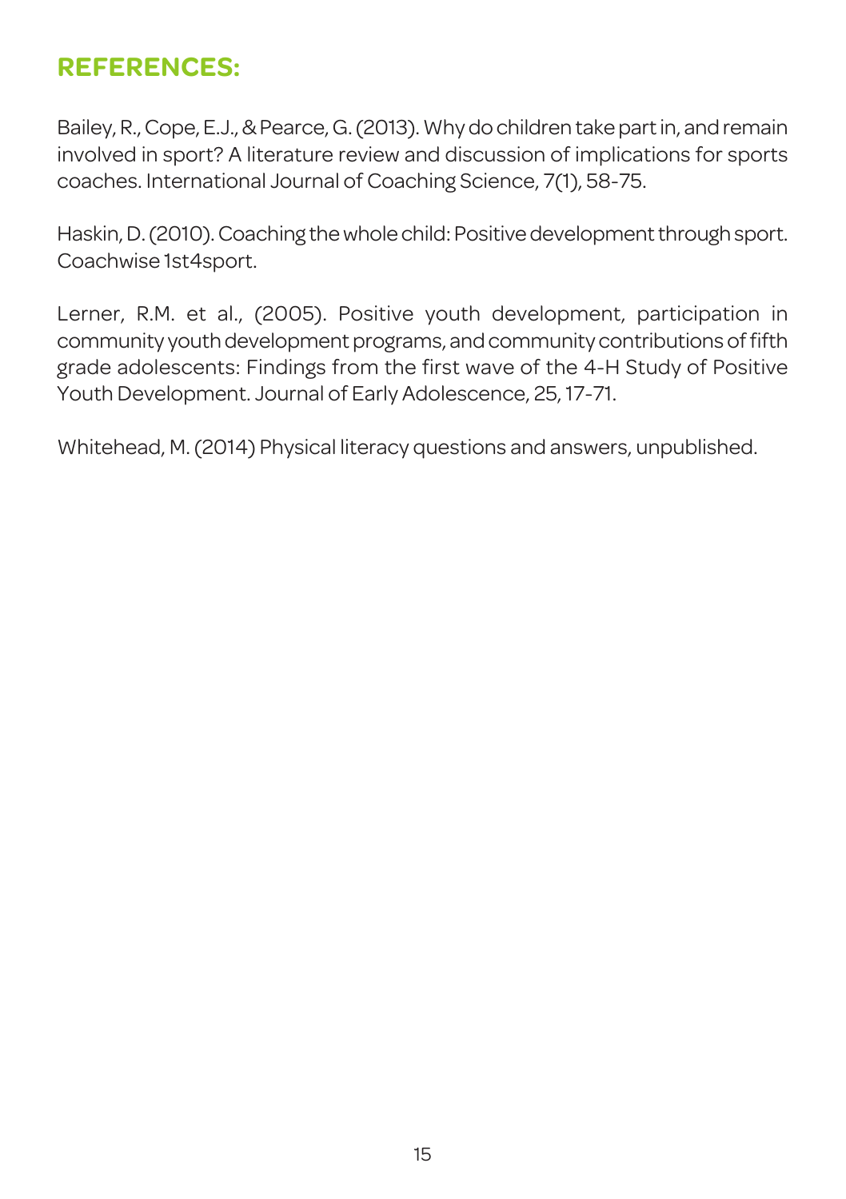## REFERENCES:

Bailey, R., Cope, E.J., & Pearce, G. (2013). Why do children take part in, and remain involved in sport? A literature review and discussion of implications for sports coaches. International Journal of Coaching Science, 7(1), 58-75.

Haskin, D. (2010). Coaching the whole child: Positive development through sport. Coachwise 1st4sport.

Lerner, R.M. et al., (2005). Positive youth development, participation in community youth development programs, and community contributions of fifth grade adolescents: Findings from the first wave of the 4-H Study of Positive Youth Development. Journal of Early Adolescence, 25, 17-71.

Whitehead, M. (2014) Physical literacy questions and answers, unpublished.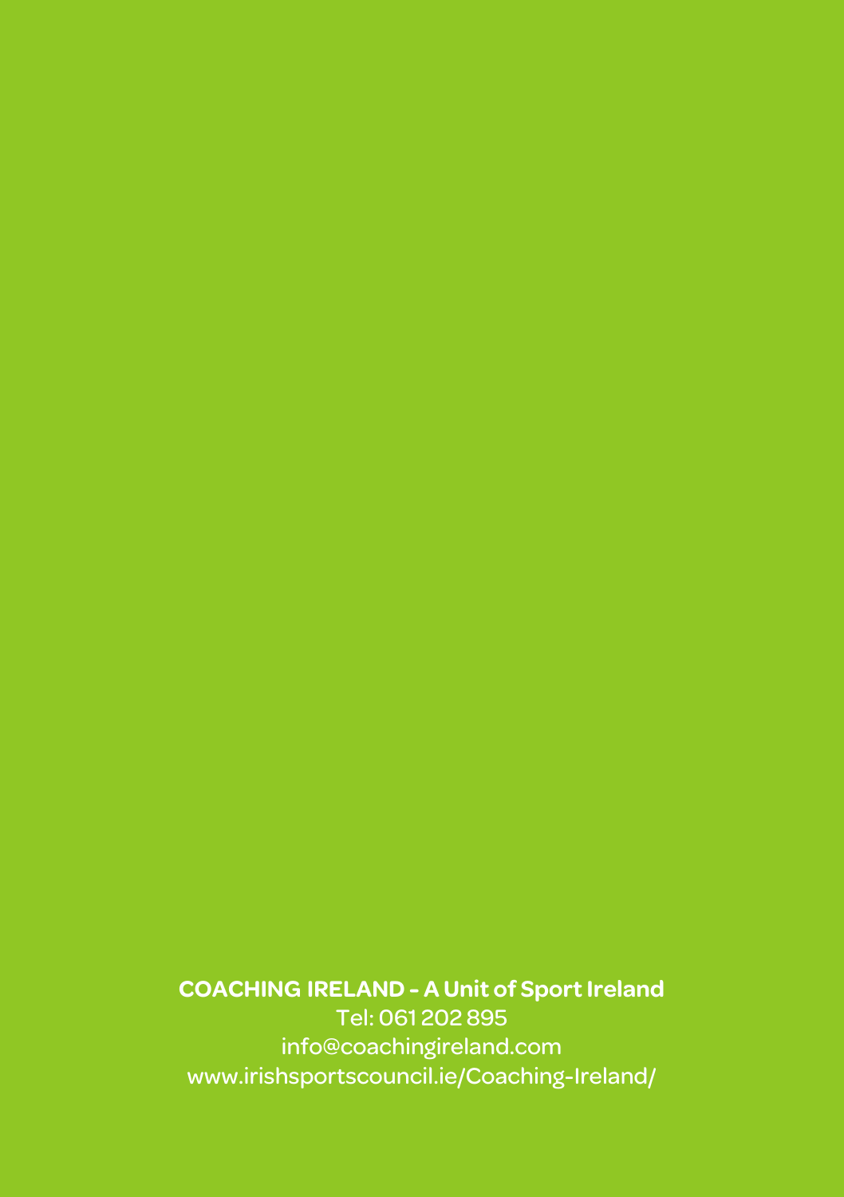**COACHING IRELAND - A Unit of Sport Ireland**

Tel: 061 202 895

info@coachingireland.com

www.irishsportscouncil.ie/Coaching-Ireland/